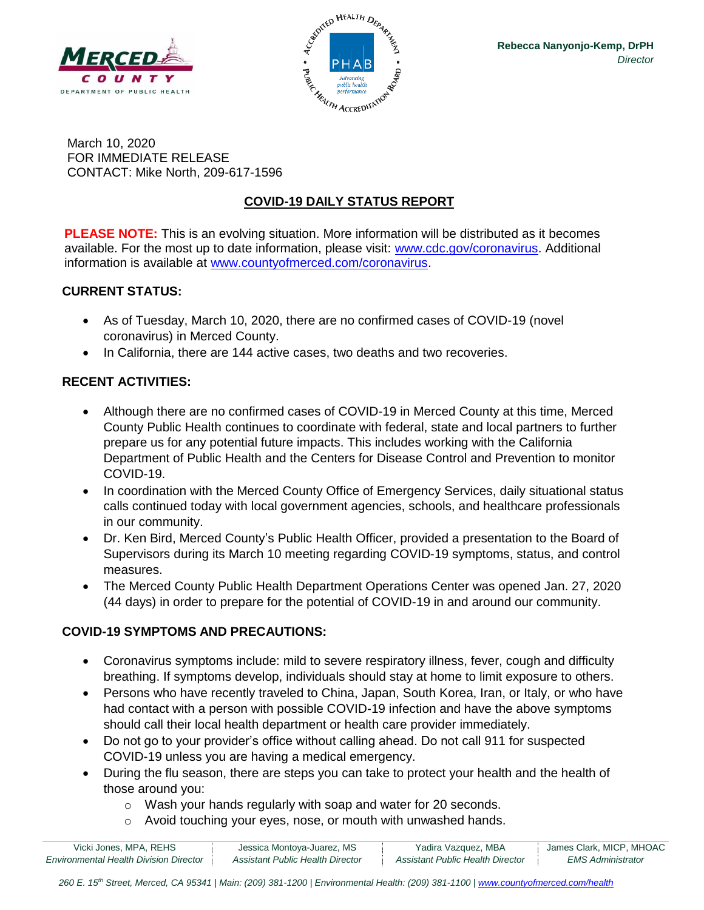**Rebecca Nanyonjo-Kemp, DrPH**
*Director*

March 10, 2020
FOR IMMEDIATE RELEASE
CONTACT: Mike North, 209-617-1596

## COVID-19 DAILY STATUS REPORT

**PLEASE NOTE:** This is an evolving situation. More information will be distributed as it becomes available. For the most up to date information, please visit: [www.cdc.gov/coronavirus](http://www.cdc.gov/coronavirus). Additional information is available at [www.countyofmerced.com/coronavirus](http://www.countyofmerced.com/coronavirus).

### CURRENT STATUS:

- As of Tuesday, March 10, 2020, there are no confirmed cases of COVID-19 (novel coronavirus) in Merced County.
- In California, there are 144 active cases, two deaths and two recoveries.

### RECENT ACTIVITIES:

- Although there are no confirmed cases of COVID-19 in Merced County at this time, Merced County Public Health continues to coordinate with federal, state and local partners to further prepare us for any potential future impacts. This includes working with the California Department of Public Health and the Centers for Disease Control and Prevention to monitor COVID-19.
- In coordination with the Merced County Office of Emergency Services, daily situational status calls continued today with local government agencies, schools, and healthcare professionals in our community.
- Dr. Ken Bird, Merced County's Public Health Officer, provided a presentation to the Board of Supervisors during its March 10 meeting regarding COVID-19 symptoms, status, and control measures.
- The Merced County Public Health Department Operations Center was opened Jan. 27, 2020 (44 days) in order to prepare for the potential of COVID-19 in and around our community.

### COVID-19 SYMPTOMS AND PRECAUTIONS:

- Coronavirus symptoms include: mild to severe respiratory illness, fever, cough and difficulty breathing. If symptoms develop, individuals should stay at home to limit exposure to others.
- Persons who have recently traveled to China, Japan, South Korea, Iran, or Italy, or who have had contact with a person with possible COVID-19 infection and have the above symptoms should call their local health department or health care provider immediately.
- Do not go to your provider's office without calling ahead. Do not call 911 for suspected COVID-19 unless you are having a medical emergency.
- During the flu season, there are steps you can take to protect your health and the health of those around you:
    - Wash your hands regularly with soap and water for 20 seconds.
    - Avoid touching your eyes, nose, or mouth with unwashed hands.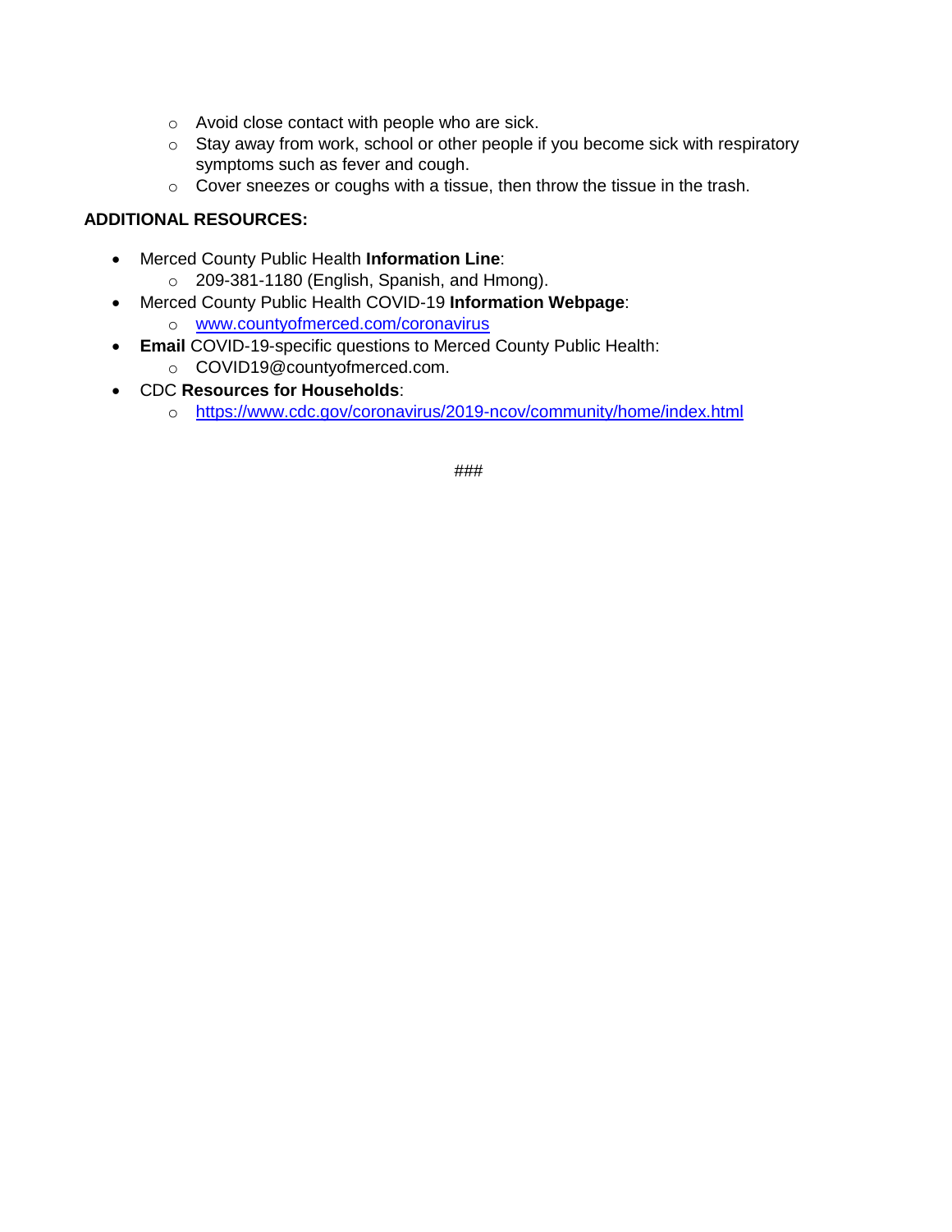- Avoid close contact with people who are sick.
  - Stay away from work, school or other people if you become sick with respiratory symptoms such as fever and cough.
  - Cover sneezes or coughs with a tissue, then throw the tissue in the trash.

**ADDITIONAL RESOURCES:**

- Merced County Public Health **Information Line**:
  - 209-381-1180 (English, Spanish, and Hmong).
- Merced County Public Health COVID-19 **Information Webpage**:
  - www.countyofmerced.com/coronavirus
- **Email** COVID-19-specific questions to Merced County Public Health:
  - COVID19@countyofmerced.com.
- CDC **Resources for Households**:
  - https://www.cdc.gov/coronavirus/2019-ncov/community/home/index.html

###